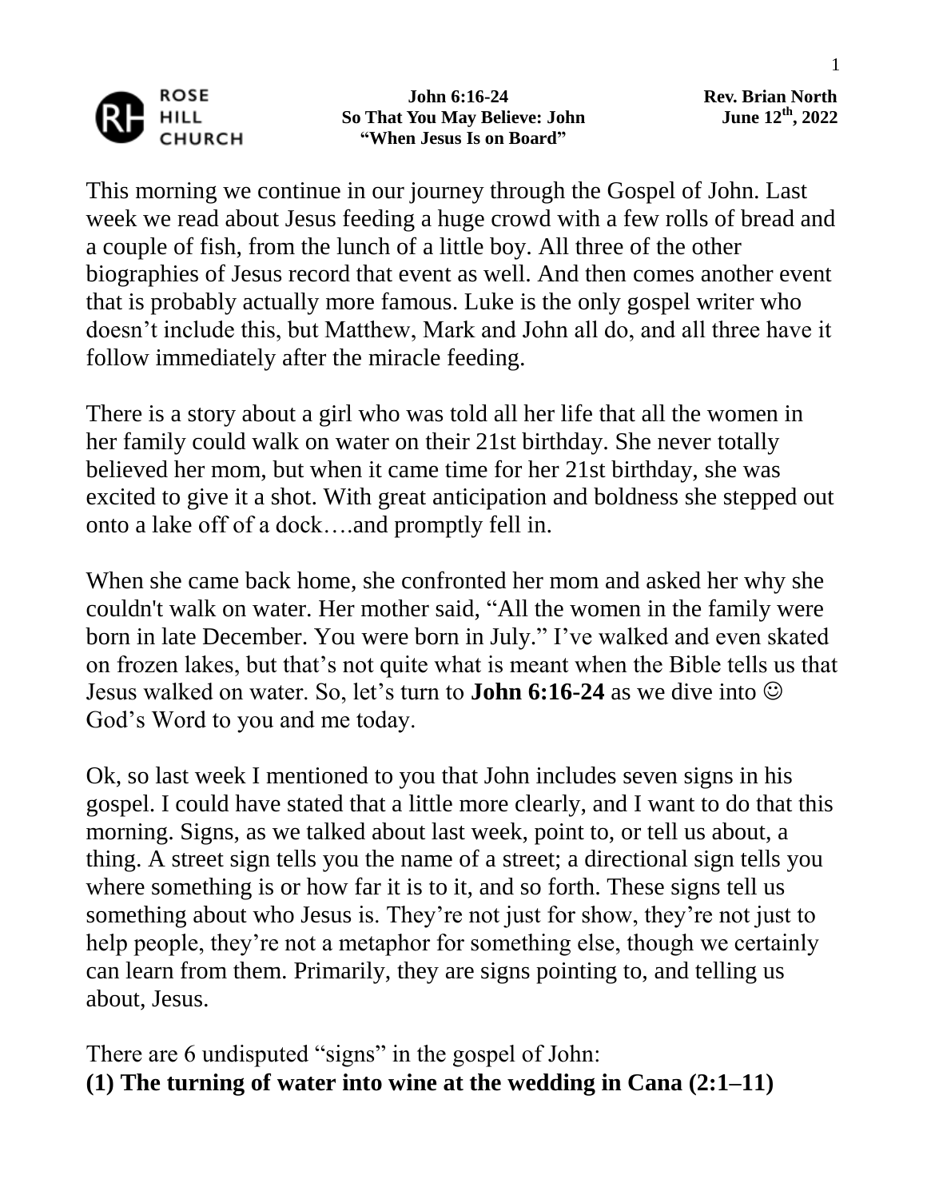**ROSE HILL CHURCH**

**John 6:16-24**
**So That You May Believe: John**
**"When Jesus Is on Board"**

**Rev. Brian North**
**June 12th, 2022**

This morning we continue in our journey through the Gospel of John. Last week we read about Jesus feeding a huge crowd with a few rolls of bread and a couple of fish, from the lunch of a little boy. All three of the other biographies of Jesus record that event as well. And then comes another event that is probably actually more famous. Luke is the only gospel writer who doesn't include this, but Matthew, Mark and John all do, and all three have it follow immediately after the miracle feeding.

There is a story about a girl who was told all her life that all the women in her family could walk on water on their 21st birthday. She never totally believed her mom, but when it came time for her 21st birthday, she was excited to give it a shot. With great anticipation and boldness she stepped out onto a lake off of a dock….and promptly fell in.

When she came back home, she confronted her mom and asked her why she couldn't walk on water. Her mother said, "All the women in the family were born in late December. You were born in July." I've walked and even skated on frozen lakes, but that's not quite what is meant when the Bible tells us that Jesus walked on water. So, let's turn to **John 6:16-24** as we dive into ☺ God's Word to you and me today.

Ok, so last week I mentioned to you that John includes seven signs in his gospel. I could have stated that a little more clearly, and I want to do that this morning. Signs, as we talked about last week, point to, or tell us about, a thing. A street sign tells you the name of a street; a directional sign tells you where something is or how far it is to it, and so forth. These signs tell us something about who Jesus is. They're not just for show, they're not just to help people, they're not a metaphor for something else, though we certainly can learn from them. Primarily, they are signs pointing to, and telling us about, Jesus.

There are 6 undisputed "signs" in the gospel of John:
**(1) The turning of water into wine at the wedding in Cana (2:1–11)**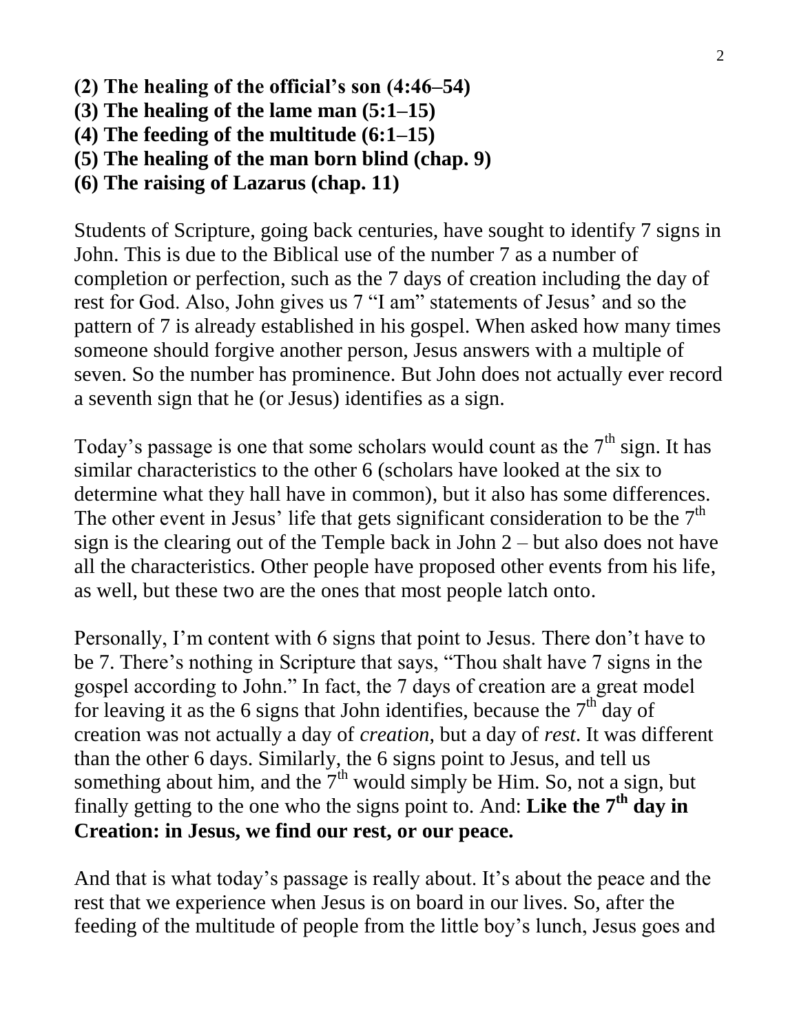**(2) The healing of the official's son (4:46–54)**
**(3) The healing of the lame man (5:1–15)**
**(4) The feeding of the multitude (6:1–15)**
**(5) The healing of the man born blind (chap. 9)**
**(6) The raising of Lazarus (chap. 11)**

Students of Scripture, going back centuries, have sought to identify 7 signs in John. This is due to the Biblical use of the number 7 as a number of completion or perfection, such as the 7 days of creation including the day of rest for God. Also, John gives us 7 "I am" statements of Jesus' and so the pattern of 7 is already established in his gospel. When asked how many times someone should forgive another person, Jesus answers with a multiple of seven. So the number has prominence. But John does not actually ever record a seventh sign that he (or Jesus) identifies as a sign.

Today's passage is one that some scholars would count as the 7th sign. It has similar characteristics to the other 6 (scholars have looked at the six to determine what they hall have in common), but it also has some differences. The other event in Jesus' life that gets significant consideration to be the 7th sign is the clearing out of the Temple back in John 2 – but also does not have all the characteristics. Other people have proposed other events from his life, as well, but these two are the ones that most people latch onto.

Personally, I'm content with 6 signs that point to Jesus. There don't have to be 7. There's nothing in Scripture that says, "Thou shalt have 7 signs in the gospel according to John." In fact, the 7 days of creation are a great model for leaving it as the 6 signs that John identifies, because the 7th day of creation was not actually a day of *creation*, but a day of *rest*. It was different than the other 6 days. Similarly, the 6 signs point to Jesus, and tell us something about him, and the 7th would simply be Him. So, not a sign, but finally getting to the one who the signs point to. And: **Like the 7th day in Creation: in Jesus, we find our rest, or our peace.**

And that is what today's passage is really about. It's about the peace and the rest that we experience when Jesus is on board in our lives. So, after the feeding of the multitude of people from the little boy's lunch, Jesus goes and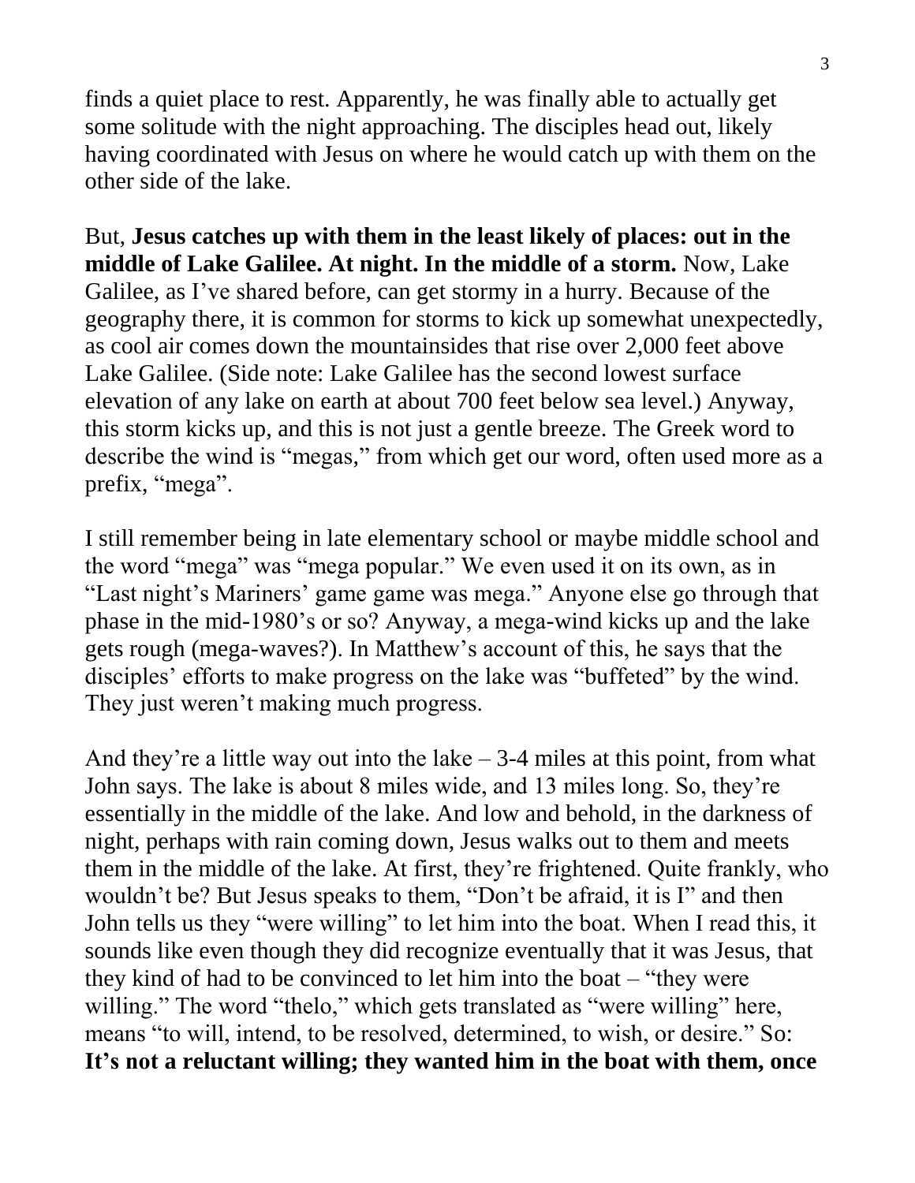finds a quiet place to rest. Apparently, he was finally able to actually get some solitude with the night approaching. The disciples head out, likely having coordinated with Jesus on where he would catch up with them on the other side of the lake.

But, **Jesus catches up with them in the least likely of places: out in the middle of Lake Galilee. At night. In the middle of a storm.** Now, Lake Galilee, as I've shared before, can get stormy in a hurry. Because of the geography there, it is common for storms to kick up somewhat unexpectedly, as cool air comes down the mountainsides that rise over 2,000 feet above Lake Galilee. (Side note: Lake Galilee has the second lowest surface elevation of any lake on earth at about 700 feet below sea level.) Anyway, this storm kicks up, and this is not just a gentle breeze. The Greek word to describe the wind is "megas," from which get our word, often used more as a prefix, "mega".

I still remember being in late elementary school or maybe middle school and the word "mega" was "mega popular." We even used it on its own, as in "Last night's Mariners' game game was mega." Anyone else go through that phase in the mid-1980's or so? Anyway, a mega-wind kicks up and the lake gets rough (mega-waves?). In Matthew's account of this, he says that the disciples' efforts to make progress on the lake was "buffeted" by the wind. They just weren't making much progress.

And they're a little way out into the lake – 3-4 miles at this point, from what John says. The lake is about 8 miles wide, and 13 miles long. So, they're essentially in the middle of the lake. And low and behold, in the darkness of night, perhaps with rain coming down, Jesus walks out to them and meets them in the middle of the lake. At first, they're frightened. Quite frankly, who wouldn't be? But Jesus speaks to them, "Don't be afraid, it is I" and then John tells us they "were willing" to let him into the boat. When I read this, it sounds like even though they did recognize eventually that it was Jesus, that they kind of had to be convinced to let him into the boat – "they were willing." The word "thelo," which gets translated as "were willing" here, means "to will, intend, to be resolved, determined, to wish, or desire." So: **It's not a reluctant willing; they wanted him in the boat with them, once**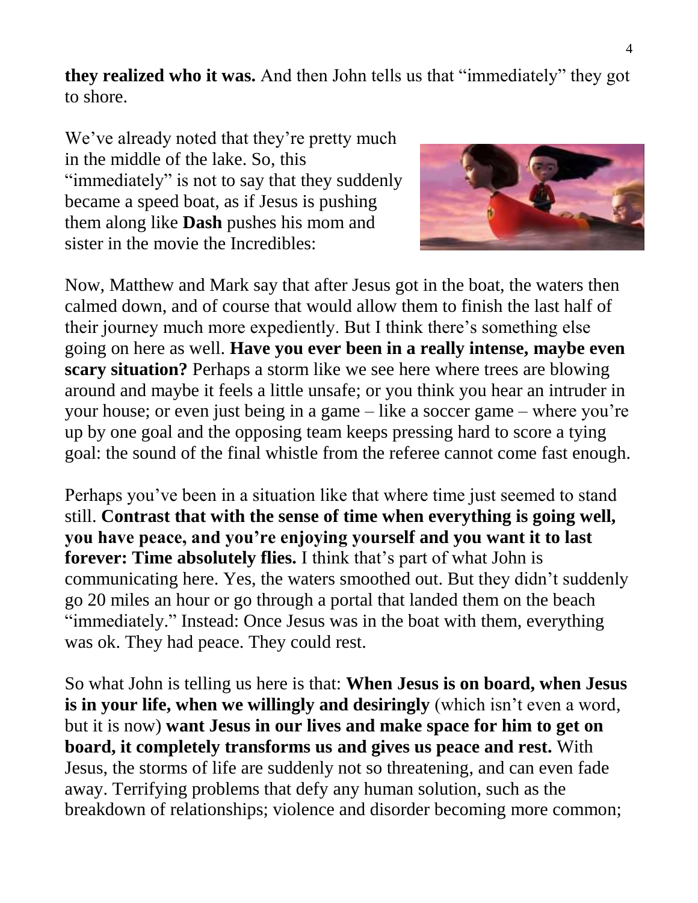**they realized who it was.** And then John tells us that "immediately" they got to shore.

We've already noted that they're pretty much in the middle of the lake. So, this "immediately" is not to say that they suddenly became a speed boat, as if Jesus is pushing them along like **Dash** pushes his mom and sister in the movie the Incredibles:

Now, Matthew and Mark say that after Jesus got in the boat, the waters then calmed down, and of course that would allow them to finish the last half of their journey much more expediently. But I think there's something else going on here as well. **Have you ever been in a really intense, maybe even scary situation?** Perhaps a storm like we see here where trees are blowing around and maybe it feels a little unsafe; or you think you hear an intruder in your house; or even just being in a game – like a soccer game – where you're up by one goal and the opposing team keeps pressing hard to score a tying goal: the sound of the final whistle from the referee cannot come fast enough.

Perhaps you've been in a situation like that where time just seemed to stand still. **Contrast that with the sense of time when everything is going well, you have peace, and you're enjoying yourself and you want it to last forever: Time absolutely flies.** I think that's part of what John is communicating here. Yes, the waters smoothed out. But they didn't suddenly go 20 miles an hour or go through a portal that landed them on the beach "immediately." Instead: Once Jesus was in the boat with them, everything was ok. They had peace. They could rest.

So what John is telling us here is that: **When Jesus is on board, when Jesus is in your life, when we willingly and desiringly** (which isn't even a word, but it is now) **want Jesus in our lives and make space for him to get on board, it completely transforms us and gives us peace and rest.** With Jesus, the storms of life are suddenly not so threatening, and can even fade away. Terrifying problems that defy any human solution, such as the breakdown of relationships; violence and disorder becoming more common;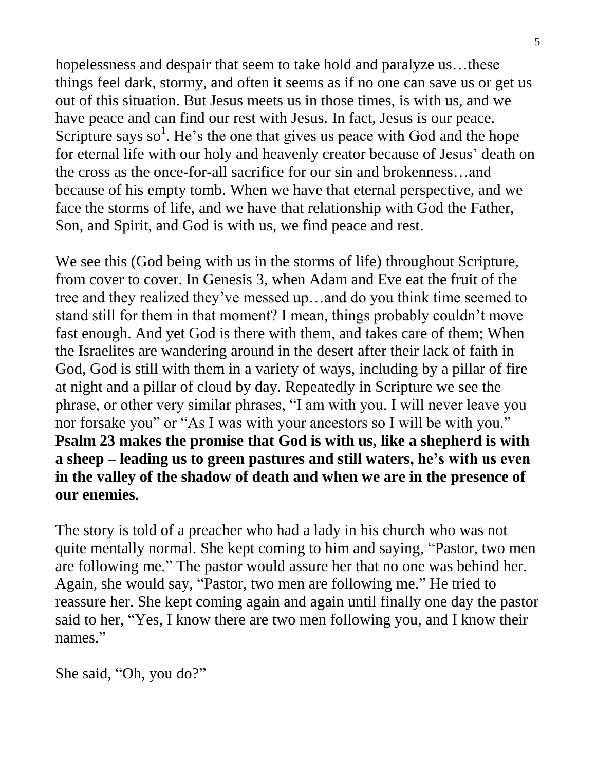hopelessness and despair that seem to take hold and paralyze us…these things feel dark, stormy, and often it seems as if no one can save us or get us out of this situation. But Jesus meets us in those times, is with us, and we have peace and can find our rest with Jesus. In fact, Jesus is our peace. Scripture says so[1]. He's the one that gives us peace with God and the hope for eternal life with our holy and heavenly creator because of Jesus' death on the cross as the once-for-all sacrifice for our sin and brokenness…and because of his empty tomb. When we have that eternal perspective, and we face the storms of life, and we have that relationship with God the Father, Son, and Spirit, and God is with us, we find peace and rest.

We see this (God being with us in the storms of life) throughout Scripture, from cover to cover. In Genesis 3, when Adam and Eve eat the fruit of the tree and they realized they've messed up…and do you think time seemed to stand still for them in that moment? I mean, things probably couldn't move fast enough. And yet God is there with them, and takes care of them; When the Israelites are wandering around in the desert after their lack of faith in God, God is still with them in a variety of ways, including by a pillar of fire at night and a pillar of cloud by day. Repeatedly in Scripture we see the phrase, or other very similar phrases, "I am with you. I will never leave you nor forsake you" or "As I was with your ancestors so I will be with you." **Psalm 23 makes the promise that God is with us, like a shepherd is with a sheep – leading us to green pastures and still waters, he's with us even in the valley of the shadow of death and when we are in the presence of our enemies.**

The story is told of a preacher who had a lady in his church who was not quite mentally normal. She kept coming to him and saying, "Pastor, two men are following me." The pastor would assure her that no one was behind her. Again, she would say, "Pastor, two men are following me." He tried to reassure her. She kept coming again and again until finally one day the pastor said to her, "Yes, I know there are two men following you, and I know their names."

She said, "Oh, you do?"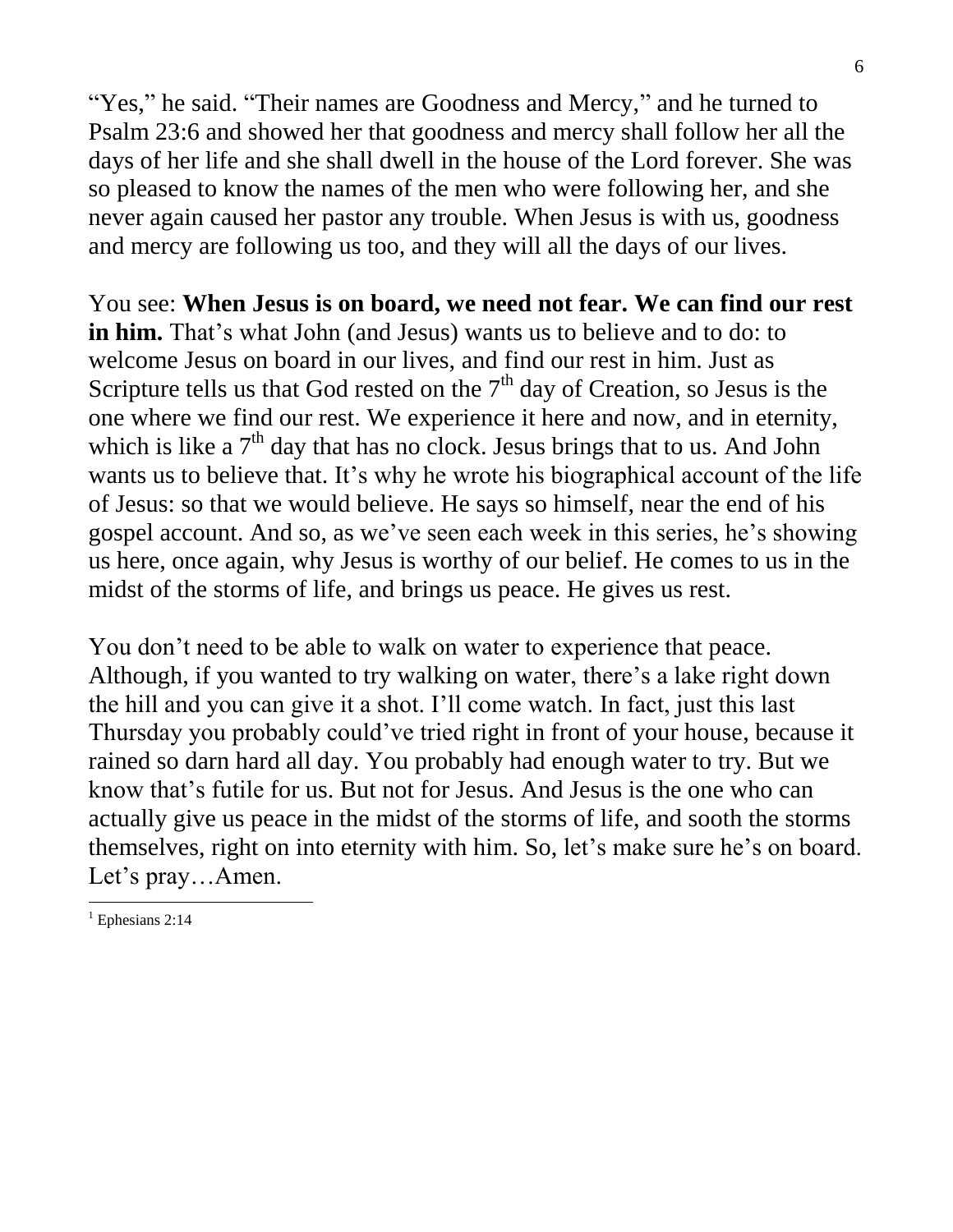"Yes," he said. "Their names are Goodness and Mercy," and he turned to Psalm 23:6 and showed her that goodness and mercy shall follow her all the days of her life and she shall dwell in the house of the Lord forever. She was so pleased to know the names of the men who were following her, and she never again caused her pastor any trouble. When Jesus is with us, goodness and mercy are following us too, and they will all the days of our lives.

You see: **When Jesus is on board, we need not fear. We can find our rest in him.** That's what John (and Jesus) wants us to believe and to do: to welcome Jesus on board in our lives, and find our rest in him. Just as Scripture tells us that God rested on the 7th day of Creation, so Jesus is the one where we find our rest. We experience it here and now, and in eternity, which is like a 7th day that has no clock. Jesus brings that to us. And John wants us to believe that. It's why he wrote his biographical account of the life of Jesus: so that we would believe. He says so himself, near the end of his gospel account. And so, as we've seen each week in this series, he's showing us here, once again, why Jesus is worthy of our belief. He comes to us in the midst of the storms of life, and brings us peace. He gives us rest.

You don't need to be able to walk on water to experience that peace. Although, if you wanted to try walking on water, there's a lake right down the hill and you can give it a shot. I'll come watch. In fact, just this last Thursday you probably could've tried right in front of your house, because it rained so darn hard all day. You probably had enough water to try. But we know that's futile for us. But not for Jesus. And Jesus is the one who can actually give us peace in the midst of the storms of life, and sooth the storms themselves, right on into eternity with him. So, let's make sure he's on board. Let's pray…Amen.

---

[1] Ephesians 2:14